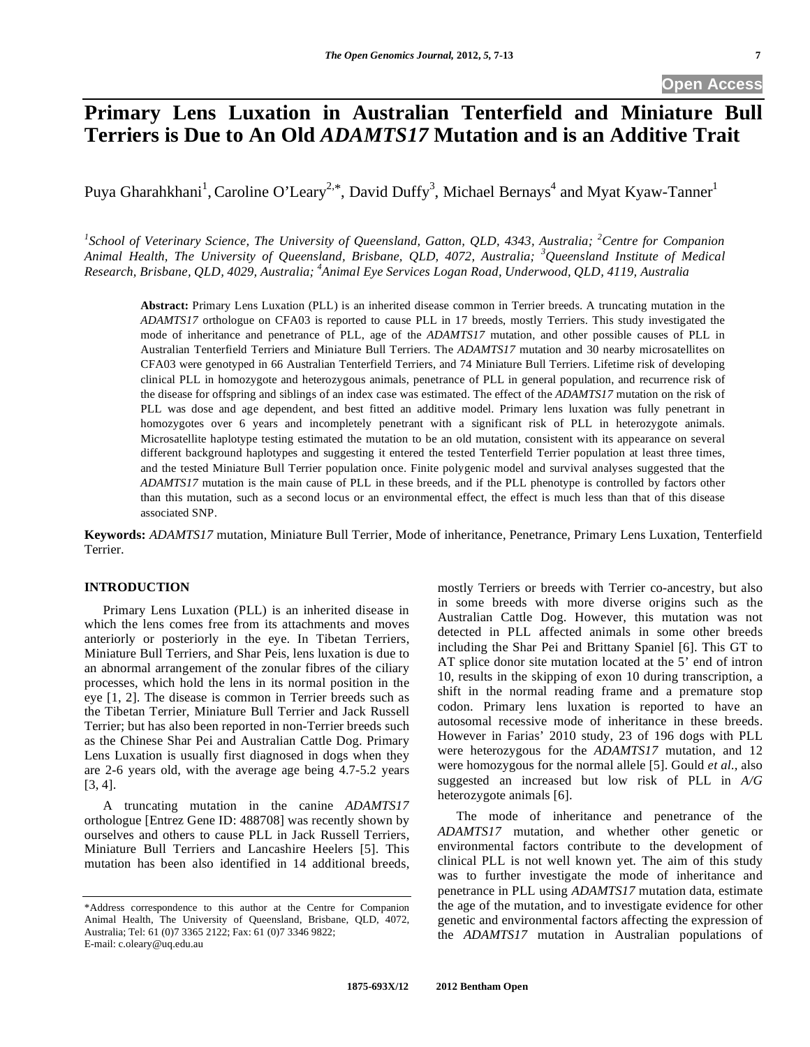# Primary Lens Luxation in Australian Tenterfield and Miniature Bull Terriers is Due to An Old *ADAMTS17* Mutation and is an Additive Trait

Puya Gharahkhani[1], Caroline O'Leary[2,*], David Duffy[3], Michael Bernays[4] and Myat Kyaw-Tanner[1]

*[1]School of Veterinary Science, The University of Queensland, Gatton, QLD, 4343, Australia; [2]Centre for Companion Animal Health, The University of Queensland, Brisbane, QLD, 4072, Australia; [3]Queensland Institute of Medical Research, Brisbane, QLD, 4029, Australia; [4]Animal Eye Services Logan Road, Underwood, QLD, 4119, Australia*

**Abstract:** Primary Lens Luxation (PLL) is an inherited disease common in Terrier breeds. A truncating mutation in the *ADAMTS17* orthologue on CFA03 is reported to cause PLL in 17 breeds, mostly Terriers. This study investigated the mode of inheritance and penetrance of PLL, age of the *ADAMTS17* mutation, and other possible causes of PLL in Australian Tenterfield Terriers and Miniature Bull Terriers. The *ADAMTS17* mutation and 30 nearby microsatellites on CFA03 were genotyped in 66 Australian Tenterfield Terriers, and 74 Miniature Bull Terriers. Lifetime risk of developing clinical PLL in homozygote and heterozygous animals, penetrance of PLL in general population, and recurrence risk of the disease for offspring and siblings of an index case was estimated. The effect of the *ADAMTS17* mutation on the risk of PLL was dose and age dependent, and best fitted an additive model. Primary lens luxation was fully penetrant in homozygotes over 6 years and incompletely penetrant with a significant risk of PLL in heterozygote animals. Microsatellite haplotype testing estimated the mutation to be an old mutation, consistent with its appearance on several different background haplotypes and suggesting it entered the tested Tenterfield Terrier population at least three times, and the tested Miniature Bull Terrier population once. Finite polygenic model and survival analyses suggested that the *ADAMTS17* mutation is the main cause of PLL in these breeds, and if the PLL phenotype is controlled by factors other than this mutation, such as a second locus or an environmental effect, the effect is much less than that of this disease associated SNP.

**Keywords:** *ADAMTS17* mutation, Miniature Bull Terrier, Mode of inheritance, Penetrance, Primary Lens Luxation, Tenterfield Terrier.

## INTRODUCTION

Primary Lens Luxation (PLL) is an inherited disease in which the lens comes free from its attachments and moves anteriorly or posteriorly in the eye. In Tibetan Terriers, Miniature Bull Terriers, and Shar Peis, lens luxation is due to an abnormal arrangement of the zonular fibres of the ciliary processes, which hold the lens in its normal position in the eye [1, 2]. The disease is common in Terrier breeds such as the Tibetan Terrier, Miniature Bull Terrier and Jack Russell Terrier; but has also been reported in non-Terrier breeds such as the Chinese Shar Pei and Australian Cattle Dog. Primary Lens Luxation is usually first diagnosed in dogs when they are 2-6 years old, with the average age being 4.7-5.2 years [3, 4].

A truncating mutation in the canine *ADAMTS17* orthologue [Entrez Gene ID: 488708] was recently shown by ourselves and others to cause PLL in Jack Russell Terriers, Miniature Bull Terriers and Lancashire Heelers [5]. This mutation has been also identified in 14 additional breeds, mostly Terriers or breeds with Terrier co-ancestry, but also in some breeds with more diverse origins such as the Australian Cattle Dog. However, this mutation was not detected in PLL affected animals in some other breeds including the Shar Pei and Brittany Spaniel [6]. This GT to AT splice donor site mutation located at the 5' end of intron 10, results in the skipping of exon 10 during transcription, a shift in the normal reading frame and a premature stop codon. Primary lens luxation is reported to have an autosomal recessive mode of inheritance in these breeds. However in Farias' 2010 study, 23 of 196 dogs with PLL were heterozygous for the *ADAMTS17* mutation, and 12 were homozygous for the normal allele [5]. Gould *et al.*, also suggested an increased but low risk of PLL in *A/G* heterozygote animals [6].

The mode of inheritance and penetrance of the *ADAMTS17* mutation, and whether other genetic or environmental factors contribute to the development of clinical PLL is not well known yet. The aim of this study was to further investigate the mode of inheritance and penetrance in PLL using *ADAMTS17* mutation data, estimate the age of the mutation, and to investigate evidence for other genetic and environmental factors affecting the expression of the *ADAMTS17* mutation in Australian populations of

*Address correspondence to this author at the Centre for Companion Animal Health, The University of Queensland, Brisbane, QLD, 4072, Australia; Tel: 61 (0)7 3365 2122; Fax: 61 (0)7 3346 9822; E-mail: c.oleary@uq.edu.au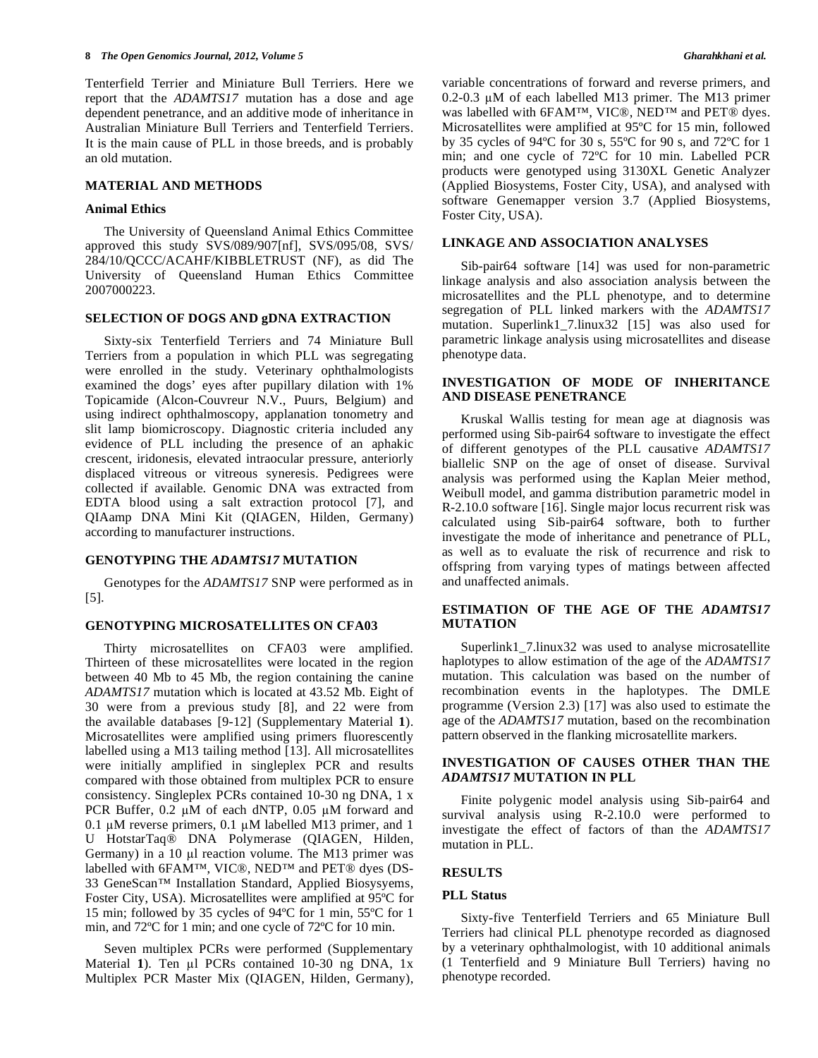Tenterfield Terrier and Miniature Bull Terriers. Here we report that the *ADAMTS17* mutation has a dose and age dependent penetrance, and an additive mode of inheritance in Australian Miniature Bull Terriers and Tenterfield Terriers. It is the main cause of PLL in those breeds, and is probably an old mutation.

## MATERIAL AND METHODS

### Animal Ethics

The University of Queensland Animal Ethics Committee approved this study SVS/089/907[nf], SVS/095/08, SVS/284/10/QCCC/ACAHF/KIBBLETRUST (NF), as did The University of Queensland Human Ethics Committee 2007000223.

## SELECTION OF DOGS AND gDNA EXTRACTION

Sixty-six Tenterfield Terriers and 74 Miniature Bull Terriers from a population in which PLL was segregating were enrolled in the study. Veterinary ophthalmologists examined the dogs' eyes after pupillary dilation with 1% Topicamide (Alcon-Couvreur N.V., Puurs, Belgium) and using indirect ophthalmoscopy, applanation tonometry and slit lamp biomicroscopy. Diagnostic criteria included any evidence of PLL including the presence of an aphakic crescent, iridonesis, elevated intraocular pressure, anteriorly displaced vitreous or vitreous syneresis. Pedigrees were collected if available. Genomic DNA was extracted from EDTA blood using a salt extraction protocol [7], and QIAamp DNA Mini Kit (QIAGEN, Hilden, Germany) according to manufacturer instructions.

## GENOTYPING THE *ADAMTS17* MUTATION

Genotypes for the *ADAMTS17* SNP were performed as in [5].

## GENOTYPING MICROSATELLITES ON CFA03

Thirty microsatellites on CFA03 were amplified. Thirteen of these microsatellites were located in the region between 40 Mb to 45 Mb, the region containing the canine *ADAMTS17* mutation which is located at 43.52 Mb. Eight of 30 were from a previous study [8], and 22 were from the available databases [9-12] (Supplementary Material **1**). Microsatellites were amplified using primers fluorescently labelled using a M13 tailing method [13]. All microsatellites were initially amplified in singleplex PCR and results compared with those obtained from multiplex PCR to ensure consistency. Singleplex PCRs contained 10-30 ng DNA, 1 x PCR Buffer, 0.2 µM of each dNTP, 0.05 µM forward and 0.1 µM reverse primers, 0.1 µM labelled M13 primer, and 1 U HotstarTaq® DNA Polymerase (QIAGEN, Hilden, Germany) in a 10 µl reaction volume. The M13 primer was labelled with 6FAM™, VIC®, NED™ and PET® dyes (DS-33 GeneScan™ Installation Standard, Applied Biosysyems, Foster City, USA). Microsatellites were amplified at 95ºC for 15 min; followed by 35 cycles of 94ºC for 1 min, 55ºC for 1 min, and 72ºC for 1 min; and one cycle of 72ºC for 10 min.

Seven multiplex PCRs were performed (Supplementary Material **1**). Ten µl PCRs contained 10-30 ng DNA, 1x Multiplex PCR Master Mix (QIAGEN, Hilden, Germany), variable concentrations of forward and reverse primers, and 0.2-0.3 µM of each labelled M13 primer. The M13 primer was labelled with 6FAM™, VIC®, NED™ and PET® dyes. Microsatellites were amplified at 95ºC for 15 min, followed by 35 cycles of 94ºC for 30 s, 55ºC for 90 s, and 72ºC for 1 min; and one cycle of 72ºC for 10 min. Labelled PCR products were genotyped using 3130XL Genetic Analyzer (Applied Biosystems, Foster City, USA), and analysed with software Genemapper version 3.7 (Applied Biosystems, Foster City, USA).

## LINKAGE AND ASSOCIATION ANALYSES

Sib-pair64 software [14] was used for non-parametric linkage analysis and also association analysis between the microsatellites and the PLL phenotype, and to determine segregation of PLL linked markers with the *ADAMTS17* mutation. Superlink1_7.linux32 [15] was also used for parametric linkage analysis using microsatellites and disease phenotype data.

## INVESTIGATION OF MODE OF INHERITANCE AND DISEASE PENETRANCE

Kruskal Wallis testing for mean age at diagnosis was performed using Sib-pair64 software to investigate the effect of different genotypes of the PLL causative *ADAMTS17* biallelic SNP on the age of onset of disease. Survival analysis was performed using the Kaplan Meier method, Weibull model, and gamma distribution parametric model in R-2.10.0 software [16]. Single major locus recurrent risk was calculated using Sib-pair64 software, both to further investigate the mode of inheritance and penetrance of PLL, as well as to evaluate the risk of recurrence and risk to offspring from varying types of matings between affected and unaffected animals.

## ESTIMATION OF THE AGE OF THE *ADAMTS17* MUTATION

Superlink1_7.linux32 was used to analyse microsatellite haplotypes to allow estimation of the age of the *ADAMTS17* mutation. This calculation was based on the number of recombination events in the haplotypes. The DMLE programme (Version 2.3) [17] was also used to estimate the age of the *ADAMTS17* mutation, based on the recombination pattern observed in the flanking microsatellite markers.

## INVESTIGATION OF CAUSES OTHER THAN THE *ADAMTS17* MUTATION IN PLL

Finite polygenic model analysis using Sib-pair64 and survival analysis using R-2.10.0 were performed to investigate the effect of factors of than the *ADAMTS17* mutation in PLL.

## RESULTS

### PLL Status

Sixty-five Tenterfield Terriers and 65 Miniature Bull Terriers had clinical PLL phenotype recorded as diagnosed by a veterinary ophthalmologist, with 10 additional animals (1 Tenterfield and 9 Miniature Bull Terriers) having no phenotype recorded.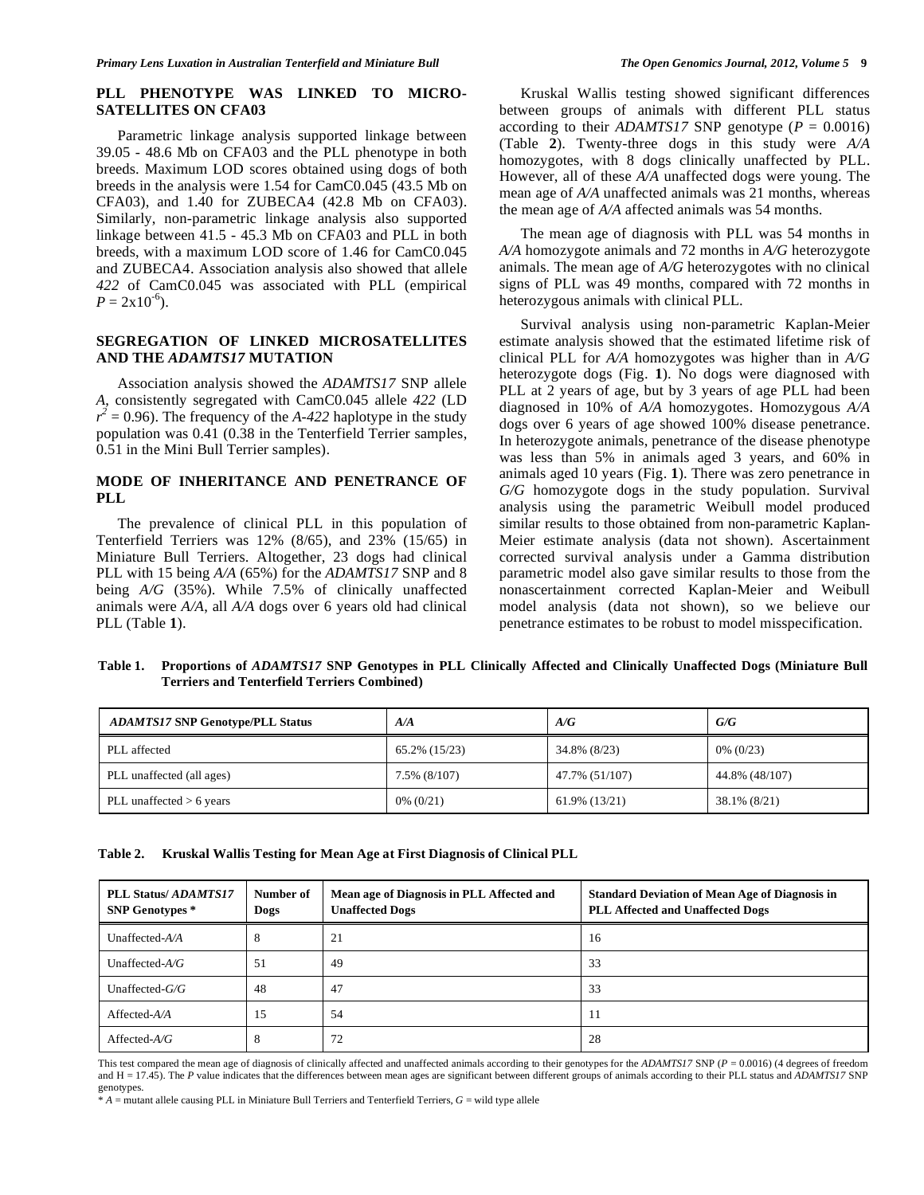## PLL PHENOTYPE WAS LINKED TO MICRO-SATELLITES ON CFA03

Parametric linkage analysis supported linkage between 39.05 - 48.6 Mb on CFA03 and the PLL phenotype in both breeds. Maximum LOD scores obtained using dogs of both breeds in the analysis were 1.54 for CamC0.045 (43.5 Mb on CFA03), and 1.40 for ZUBECA4 (42.8 Mb on CFA03). Similarly, non-parametric linkage analysis also supported linkage between 41.5 - 45.3 Mb on CFA03 and PLL in both breeds, with a maximum LOD score of 1.46 for CamC0.045 and ZUBECA4. Association analysis also showed that allele *422* of CamC0.045 was associated with PLL (empirical $P = 2\text{x}10^{-6}$).

## SEGREGATION OF LINKED MICROSATELLITES AND THE *ADAMTS17* MUTATION

Association analysis showed the *ADAMTS17* SNP allele *A*, consistently segregated with CamC0.045 allele *422* (LD $r^2 = 0.96$). The frequency of the *A-422* haplotype in the study population was 0.41 (0.38 in the Tenterfield Terrier samples, 0.51 in the Mini Bull Terrier samples).

## MODE OF INHERITANCE AND PENETRANCE OF PLL

The prevalence of clinical PLL in this population of Tenterfield Terriers was 12% (8/65), and 23% (15/65) in Miniature Bull Terriers. Altogether, 23 dogs had clinical PLL with 15 being *A/A* (65%) for the *ADAMTS17* SNP and 8 being *A/G* (35%). While 7.5% of clinically unaffected animals were *A/A*, all *A/A* dogs over 6 years old had clinical PLL (Table **1**).

Kruskal Wallis testing showed significant differences between groups of animals with different PLL status according to their *ADAMTS17* SNP genotype ($P = 0.0016$) (Table **2**). Twenty-three dogs in this study were *A/A* homozygotes, with 8 dogs clinically unaffected by PLL. However, all of these *A/A* unaffected dogs were young. The mean age of *A/A* unaffected animals was 21 months, whereas the mean age of *A/A* affected animals was 54 months.

The mean age of diagnosis with PLL was 54 months in *A/A* homozygote animals and 72 months in *A/G* heterozygote animals. The mean age of *A/G* heterozygotes with no clinical signs of PLL was 49 months, compared with 72 months in heterozygous animals with clinical PLL.

Survival analysis using non-parametric Kaplan-Meier estimate analysis showed that the estimated lifetime risk of clinical PLL for *A/A* homozygotes was higher than in *A/G* heterozygote dogs (Fig. **1**). No dogs were diagnosed with PLL at 2 years of age, but by 3 years of age PLL had been diagnosed in 10% of *A/A* homozygotes. Homozygous *A/A* dogs over 6 years of age showed 100% disease penetrance. In heterozygote animals, penetrance of the disease phenotype was less than 5% in animals aged 3 years, and 60% in animals aged 10 years (Fig. **1**). There was zero penetrance in *G/G* homozygote dogs in the study population. Survival analysis using the parametric Weibull model produced similar results to those obtained from non-parametric Kaplan-Meier estimate analysis (data not shown). Ascertainment corrected survival analysis under a Gamma distribution parametric model also gave similar results to those from the nonascertainment corrected Kaplan-Meier and Weibull model analysis (data not shown), so we believe our penetrance estimates to be robust to model misspecification.

**Table 1. Proportions of *ADAMTS17* SNP Genotypes in PLL Clinically Affected and Clinically Unaffected Dogs (Miniature Bull Terriers and Tenterfield Terriers Combined)**

| *ADAMTS17* SNP Genotype/PLL Status | *A/A* | *A/G* | *G/G* |
|---|---|---|---|
| PLL affected | 65.2% (15/23) | 34.8% (8/23) | 0% (0/23) |
| PLL unaffected (all ages) | 7.5% (8/107) | 47.7% (51/107) | 44.8% (48/107) |
| PLL unaffected > 6 years | 0% (0/21) | 61.9% (13/21) | 38.1% (8/21) |

**Table 2. Kruskal Wallis Testing for Mean Age at First Diagnosis of Clinical PLL**

| PLL Status/ *ADAMTS17* SNP Genotypes * | Number of Dogs | Mean age of Diagnosis in PLL Affected and Unaffected Dogs | Standard Deviation of Mean Age of Diagnosis in PLL Affected and Unaffected Dogs |
|---|---|---|---|
| Unaffected-*A/A* | 8 | 21 | 16 |
| Unaffected-*A/G* | 51 | 49 | 33 |
| Unaffected-*G/G* | 48 | 47 | 33 |
| Affected-*A/A* | 15 | 54 | 11 |
| Affected-*A/G* | 8 | 72 | 28 |

This test compared the mean age of diagnosis of clinically affected and unaffected animals according to their genotypes for the *ADAMTS17* SNP ($P = 0.0016$) (4 degrees of freedom and H = 17.45). The *P* value indicates that the differences between mean ages are significant between different groups of animals according to their PLL status and *ADAMTS17* SNP genotypes.

\* *A* = mutant allele causing PLL in Miniature Bull Terriers and Tenterfield Terriers, *G* = wild type allele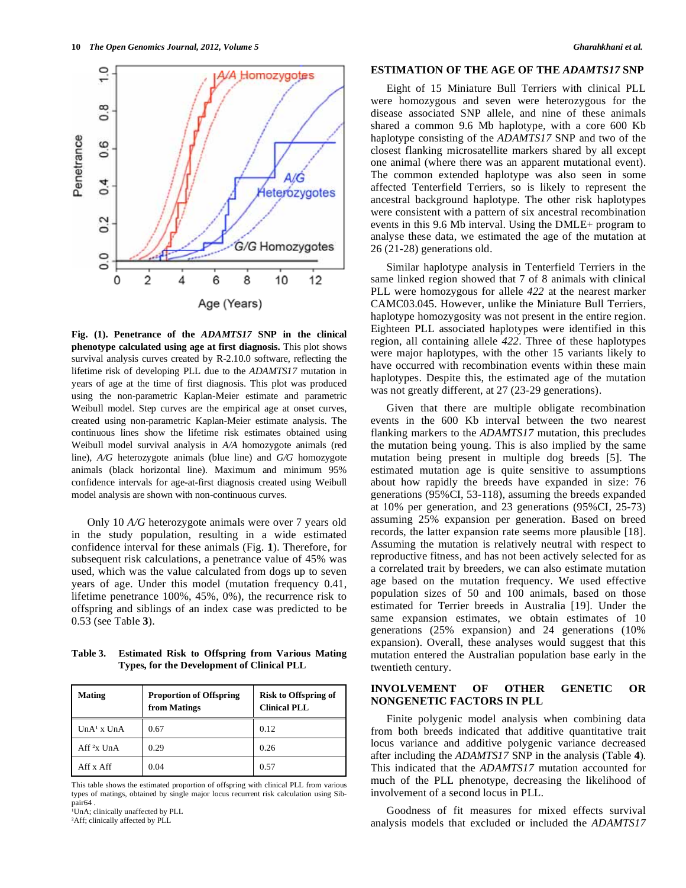**Fig. (1). Penetrance of the *ADAMTS17* SNP in the clinical phenotype calculated using age at first diagnosis.** This plot shows survival analysis curves created by R-2.10.0 software, reflecting the lifetime risk of developing PLL due to the *ADAMTS17* mutation in years of age at the time of first diagnosis. This plot was produced using the non-parametric Kaplan-Meier estimate and parametric Weibull model. Step curves are the empirical age at onset curves, created using non-parametric Kaplan-Meier estimate analysis. The continuous lines show the lifetime risk estimates obtained using Weibull model survival analysis in *A/A* homozygote animals (red line), *A/G* heterozygote animals (blue line) and *G/G* homozygote animals (black horizontal line). Maximum and minimum 95% confidence intervals for age-at-first diagnosis created using Weibull model analysis are shown with non-continuous curves.

Only 10 *A/G* heterozygote animals were over 7 years old in the study population, resulting in a wide estimated confidence interval for these animals (Fig. **1**). Therefore, for subsequent risk calculations, a penetrance value of 45% was used, which was the value calculated from dogs up to seven years of age. Under this model (mutation frequency 0.41, lifetime penetrance 100%, 45%, 0%), the recurrence risk to offspring and siblings of an index case was predicted to be 0.53 (see Table **3**).

**Table 3. Estimated Risk to Offspring from Various Mating Types, for the Development of Clinical PLL**

| Mating | Proportion of Offspring from Matings | Risk to Offspring of Clinical PLL |
|---|---|---|
| UnA[1] x UnA | 0.67 | 0.12 |
| Aff [2]x UnA | 0.29 | 0.26 |
| Aff x Aff | 0.04 | 0.57 |

This table shows the estimated proportion of offspring with clinical PLL from various types of matings, obtained by single major locus recurrent risk calculation using Sib-pair64 .

[1]UnA; clinically unaffected by PLL

[2]Aff; clinically affected by PLL

## ESTIMATION OF THE AGE OF THE *ADAMTS17* SNP

Eight of 15 Miniature Bull Terriers with clinical PLL were homozygous and seven were heterozygous for the disease associated SNP allele, and nine of these animals shared a common 9.6 Mb haplotype, with a core 600 Kb haplotype consisting of the *ADAMTS17* SNP and two of the closest flanking microsatellite markers shared by all except one animal (where there was an apparent mutational event). The common extended haplotype was also seen in some affected Tenterfield Terriers, so is likely to represent the ancestral background haplotype. The other risk haplotypes were consistent with a pattern of six ancestral recombination events in this 9.6 Mb interval. Using the DMLE+ program to analyse these data, we estimated the age of the mutation at 26 (21-28) generations old.

Similar haplotype analysis in Tenterfield Terriers in the same linked region showed that 7 of 8 animals with clinical PLL were homozygous for allele *422* at the nearest marker CAMC03.045. However, unlike the Miniature Bull Terriers, haplotype homozygosity was not present in the entire region. Eighteen PLL associated haplotypes were identified in this region, all containing allele *422*. Three of these haplotypes were major haplotypes, with the other 15 variants likely to have occurred with recombination events within these main haplotypes. Despite this, the estimated age of the mutation was not greatly different, at 27 (23-29 generations).

Given that there are multiple obligate recombination events in the 600 Kb interval between the two nearest flanking markers to the *ADAMTS17* mutation, this precludes the mutation being young. This is also implied by the same mutation being present in multiple dog breeds [5]. The estimated mutation age is quite sensitive to assumptions about how rapidly the breeds have expanded in size: 76 generations (95%CI, 53-118), assuming the breeds expanded at 10% per generation, and 23 generations (95%CI, 25-73) assuming 25% expansion per generation. Based on breed records, the latter expansion rate seems more plausible [18]. Assuming the mutation is relatively neutral with respect to reproductive fitness, and has not been actively selected for as a correlated trait by breeders, we can also estimate mutation age based on the mutation frequency. We used effective population sizes of 50 and 100 animals, based on those estimated for Terrier breeds in Australia [19]. Under the same expansion estimates, we obtain estimates of 10 generations (25% expansion) and 24 generations (10% expansion). Overall, these analyses would suggest that this mutation entered the Australian population base early in the twentieth century.

## INVOLVEMENT OF OTHER GENETIC OR NONGENETIC FACTORS IN PLL

Finite polygenic model analysis when combining data from both breeds indicated that additive quantitative trait locus variance and additive polygenic variance decreased after including the *ADAMTS17* SNP in the analysis (Table **4**). This indicated that the *ADAMTS17* mutation accounted for much of the PLL phenotype, decreasing the likelihood of involvement of a second locus in PLL.

Goodness of fit measures for mixed effects survival analysis models that excluded or included the *ADAMTS17*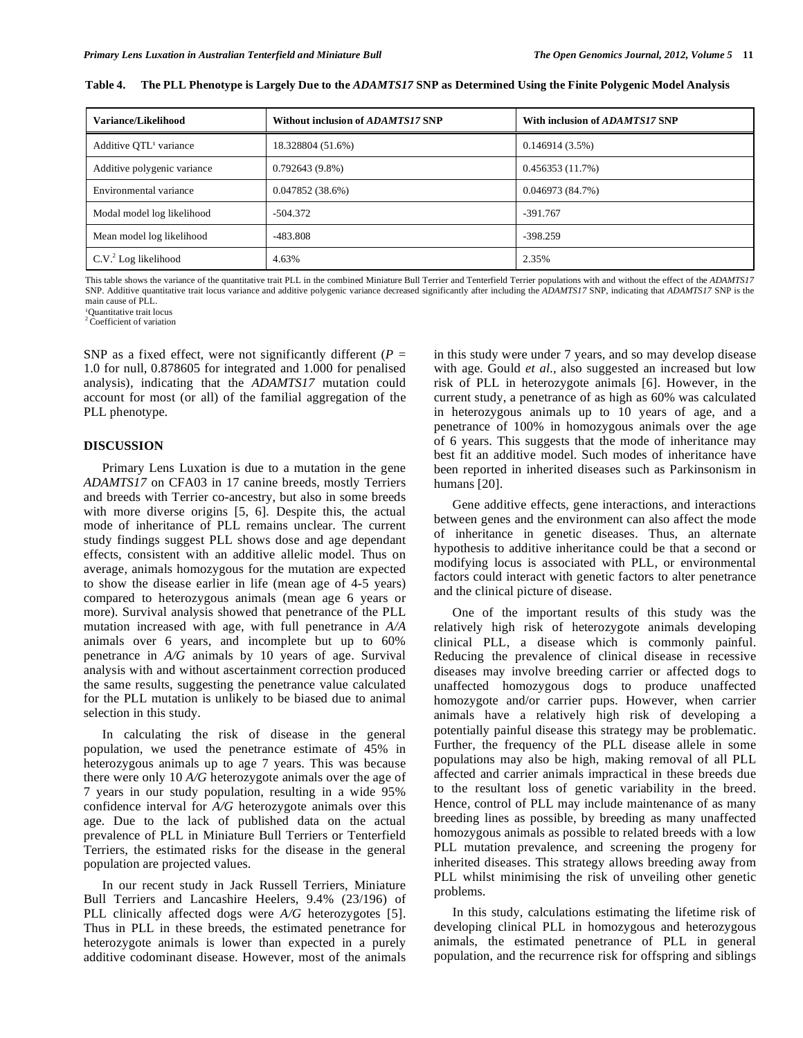**Table 4. The PLL Phenotype is Largely Due to the *ADAMTS17* SNP as Determined Using the Finite Polygenic Model Analysis**

| Variance/Likelihood | Without inclusion of *ADAMTS17* SNP | With inclusion of *ADAMTS17* SNP |
|---|---|---|
| Additive QTL[1] variance | 18.328804 (51.6%) | 0.146914 (3.5%) |
| Additive polygenic variance | 0.792643 (9.8%) | 0.456353 (11.7%) |
| Environmental variance | 0.047852 (38.6%) | 0.046973 (84.7%) |
| Modal model log likelihood | -504.372 | -391.767 |
| Mean model log likelihood | -483.808 | -398.259 |
| C.V.[2] Log likelihood | 4.63% | 2.35% |

This table shows the variance of the quantitative trait PLL in the combined Miniature Bull Terrier and Tenterfield Terrier populations with and without the effect of the *ADAMTS17* SNP. Additive quantitative trait locus variance and additive polygenic variance decreased significantly after including the *ADAMTS17* SNP, indicating that *ADAMTS17* SNP is the main cause of PLL.

[1] Quantitative trait locus
[2] Coefficient of variation

SNP as a fixed effect, were not significantly different ($P$ = 1.0 for null, 0.878605 for integrated and 1.000 for penalised analysis), indicating that the *ADAMTS17* mutation could account for most (or all) of the familial aggregation of the PLL phenotype.

## DISCUSSION

Primary Lens Luxation is due to a mutation in the gene *ADAMTS17* on CFA03 in 17 canine breeds, mostly Terriers and breeds with Terrier co-ancestry, but also in some breeds with more diverse origins [5, 6]. Despite this, the actual mode of inheritance of PLL remains unclear. The current study findings suggest PLL shows dose and age dependant effects, consistent with an additive allelic model. Thus on average, animals homozygous for the mutation are expected to show the disease earlier in life (mean age of 4-5 years) compared to heterozygous animals (mean age 6 years or more). Survival analysis showed that penetrance of the PLL mutation increased with age, with full penetrance in *A/A* animals over 6 years, and incomplete but up to 60% penetrance in *A/G* animals by 10 years of age. Survival analysis with and without ascertainment correction produced the same results, suggesting the penetrance value calculated for the PLL mutation is unlikely to be biased due to animal selection in this study.

In calculating the risk of disease in the general population, we used the penetrance estimate of 45% in heterozygous animals up to age 7 years. This was because there were only 10 *A/G* heterozygote animals over the age of 7 years in our study population, resulting in a wide 95% confidence interval for *A/G* heterozygote animals over this age. Due to the lack of published data on the actual prevalence of PLL in Miniature Bull Terriers or Tenterfield Terriers, the estimated risks for the disease in the general population are projected values.

In our recent study in Jack Russell Terriers, Miniature Bull Terriers and Lancashire Heelers, 9.4% (23/196) of PLL clinically affected dogs were *A/G* heterozygotes [5]. Thus in PLL in these breeds, the estimated penetrance for heterozygote animals is lower than expected in a purely additive codominant disease. However, most of the animals in this study were under 7 years, and so may develop disease with age. Gould *et al*., also suggested an increased but low risk of PLL in heterozygote animals [6]. However, in the current study, a penetrance of as high as 60% was calculated in heterozygous animals up to 10 years of age, and a penetrance of 100% in homozygous animals over the age of 6 years. This suggests that the mode of inheritance may best fit an additive model. Such modes of inheritance have been reported in inherited diseases such as Parkinsonism in humans [20].

Gene additive effects, gene interactions, and interactions between genes and the environment can also affect the mode of inheritance in genetic diseases. Thus, an alternate hypothesis to additive inheritance could be that a second or modifying locus is associated with PLL, or environmental factors could interact with genetic factors to alter penetrance and the clinical picture of disease.

One of the important results of this study was the relatively high risk of heterozygote animals developing clinical PLL, a disease which is commonly painful. Reducing the prevalence of clinical disease in recessive diseases may involve breeding carrier or affected dogs to unaffected homozygous dogs to produce unaffected homozygote and/or carrier pups. However, when carrier animals have a relatively high risk of developing a potentially painful disease this strategy may be problematic. Further, the frequency of the PLL disease allele in some populations may also be high, making removal of all PLL affected and carrier animals impractical in these breeds due to the resultant loss of genetic variability in the breed. Hence, control of PLL may include maintenance of as many breeding lines as possible, by breeding as many unaffected homozygous animals as possible to related breeds with a low PLL mutation prevalence, and screening the progeny for inherited diseases. This strategy allows breeding away from PLL whilst minimising the risk of unveiling other genetic problems.

In this study, calculations estimating the lifetime risk of developing clinical PLL in homozygous and heterozygous animals, the estimated penetrance of PLL in general population, and the recurrence risk for offspring and siblings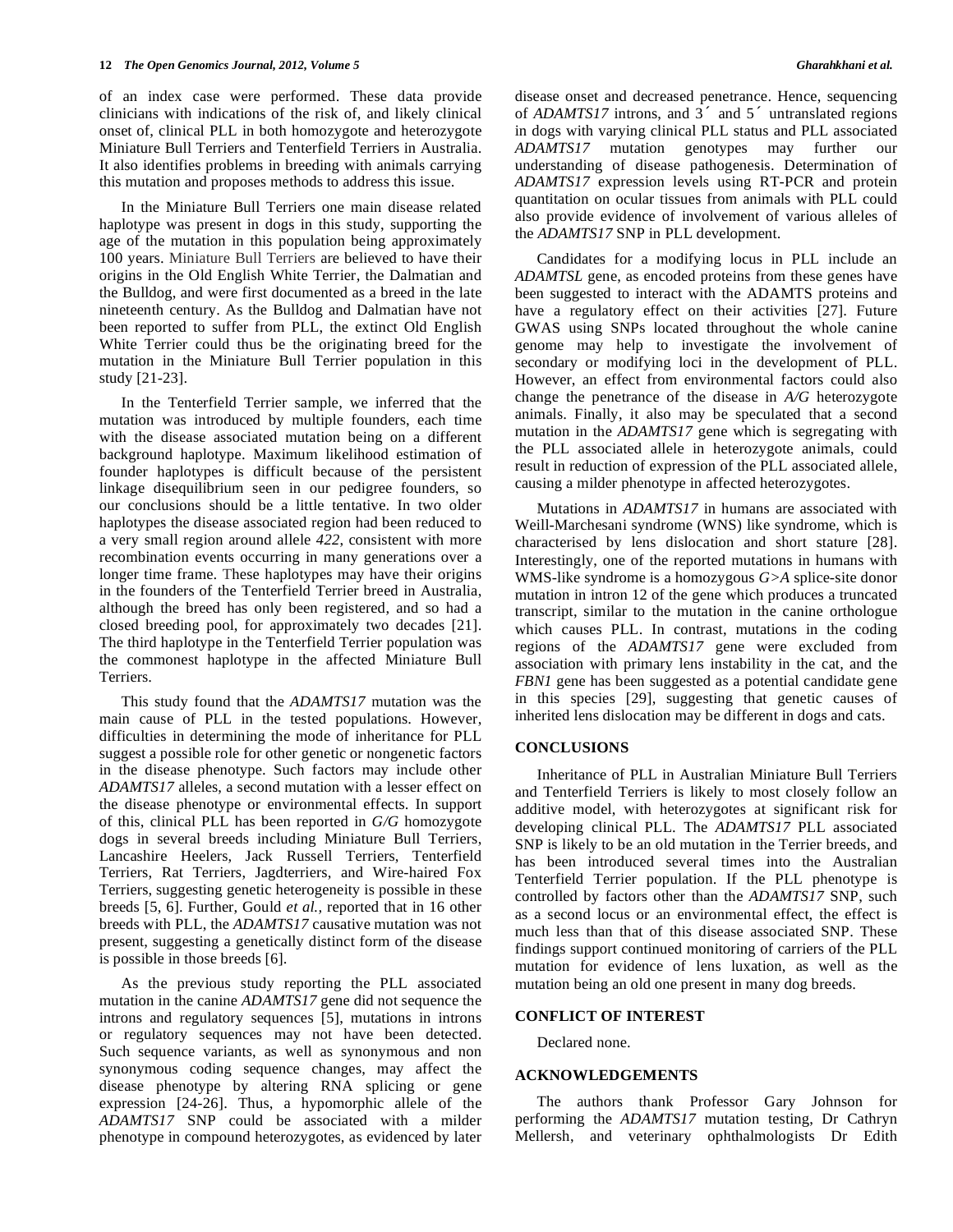of an index case were performed. These data provide clinicians with indications of the risk of, and likely clinical onset of, clinical PLL in both homozygote and heterozygote Miniature Bull Terriers and Tenterfield Terriers in Australia. It also identifies problems in breeding with animals carrying this mutation and proposes methods to address this issue.

In the Miniature Bull Terriers one main disease related haplotype was present in dogs in this study, supporting the age of the mutation in this population being approximately 100 years. Miniature Bull Terriers are believed to have their origins in the Old English White Terrier, the Dalmatian and the Bulldog, and were first documented as a breed in the late nineteenth century. As the Bulldog and Dalmatian have not been reported to suffer from PLL, the extinct Old English White Terrier could thus be the originating breed for the mutation in the Miniature Bull Terrier population in this study [21-23].

In the Tenterfield Terrier sample, we inferred that the mutation was introduced by multiple founders, each time with the disease associated mutation being on a different background haplotype. Maximum likelihood estimation of founder haplotypes is difficult because of the persistent linkage disequilibrium seen in our pedigree founders, so our conclusions should be a little tentative. In two older haplotypes the disease associated region had been reduced to a very small region around allele *422*, consistent with more recombination events occurring in many generations over a longer time frame. These haplotypes may have their origins in the founders of the Tenterfield Terrier breed in Australia, although the breed has only been registered, and so had a closed breeding pool, for approximately two decades [21]. The third haplotype in the Tenterfield Terrier population was the commonest haplotype in the affected Miniature Bull Terriers.

This study found that the *ADAMTS17* mutation was the main cause of PLL in the tested populations. However, difficulties in determining the mode of inheritance for PLL suggest a possible role for other genetic or nongenetic factors in the disease phenotype. Such factors may include other *ADAMTS17* alleles, a second mutation with a lesser effect on the disease phenotype or environmental effects. In support of this, clinical PLL has been reported in *G/G* homozygote dogs in several breeds including Miniature Bull Terriers, Lancashire Heelers, Jack Russell Terriers, Tenterfield Terriers, Rat Terriers, Jagdterriers, and Wire-haired Fox Terriers, suggesting genetic heterogeneity is possible in these breeds [5, 6]. Further, Gould *et al.*, reported that in 16 other breeds with PLL, the *ADAMTS17* causative mutation was not present, suggesting a genetically distinct form of the disease is possible in those breeds [6].

As the previous study reporting the PLL associated mutation in the canine *ADAMTS17* gene did not sequence the introns and regulatory sequences [5], mutations in introns or regulatory sequences may not have been detected. Such sequence variants, as well as synonymous and non synonymous coding sequence changes, may affect the disease phenotype by altering RNA splicing or gene expression [24-26]. Thus, a hypomorphic allele of the *ADAMTS17* SNP could be associated with a milder phenotype in compound heterozygotes, as evidenced by later disease onset and decreased penetrance. Hence, sequencing of *ADAMTS17* introns, and 3´ and 5´ untranslated regions in dogs with varying clinical PLL status and PLL associated *ADAMTS17* mutation genotypes may further our understanding of disease pathogenesis. Determination of *ADAMTS17* expression levels using RT-PCR and protein quantitation on ocular tissues from animals with PLL could also provide evidence of involvement of various alleles of the *ADAMTS17* SNP in PLL development.

Candidates for a modifying locus in PLL include an *ADAMTSL* gene, as encoded proteins from these genes have been suggested to interact with the ADAMTS proteins and have a regulatory effect on their activities [27]. Future GWAS using SNPs located throughout the whole canine genome may help to investigate the involvement of secondary or modifying loci in the development of PLL. However, an effect from environmental factors could also change the penetrance of the disease in *A/G* heterozygote animals. Finally, it also may be speculated that a second mutation in the *ADAMTS17* gene which is segregating with the PLL associated allele in heterozygote animals, could result in reduction of expression of the PLL associated allele, causing a milder phenotype in affected heterozygotes.

Mutations in *ADAMTS17* in humans are associated with Weill-Marchesani syndrome (WNS) like syndrome, which is characterised by lens dislocation and short stature [28]. Interestingly, one of the reported mutations in humans with WMS-like syndrome is a homozygous *G>A* splice-site donor mutation in intron 12 of the gene which produces a truncated transcript, similar to the mutation in the canine orthologue which causes PLL. In contrast, mutations in the coding regions of the *ADAMTS17* gene were excluded from association with primary lens instability in the cat, and the *FBN1* gene has been suggested as a potential candidate gene in this species [29], suggesting that genetic causes of inherited lens dislocation may be different in dogs and cats.

## CONCLUSIONS

Inheritance of PLL in Australian Miniature Bull Terriers and Tenterfield Terriers is likely to most closely follow an additive model, with heterozygotes at significant risk for developing clinical PLL. The *ADAMTS17* PLL associated SNP is likely to be an old mutation in the Terrier breeds, and has been introduced several times into the Australian Tenterfield Terrier population. If the PLL phenotype is controlled by factors other than the *ADAMTS17* SNP, such as a second locus or an environmental effect, the effect is much less than that of this disease associated SNP. These findings support continued monitoring of carriers of the PLL mutation for evidence of lens luxation, as well as the mutation being an old one present in many dog breeds.

## CONFLICT OF INTEREST

Declared none.

## ACKNOWLEDGEMENTS

The authors thank Professor Gary Johnson for performing the *ADAMTS17* mutation testing, Dr Cathryn Mellersh, and veterinary ophthalmologists Dr Edith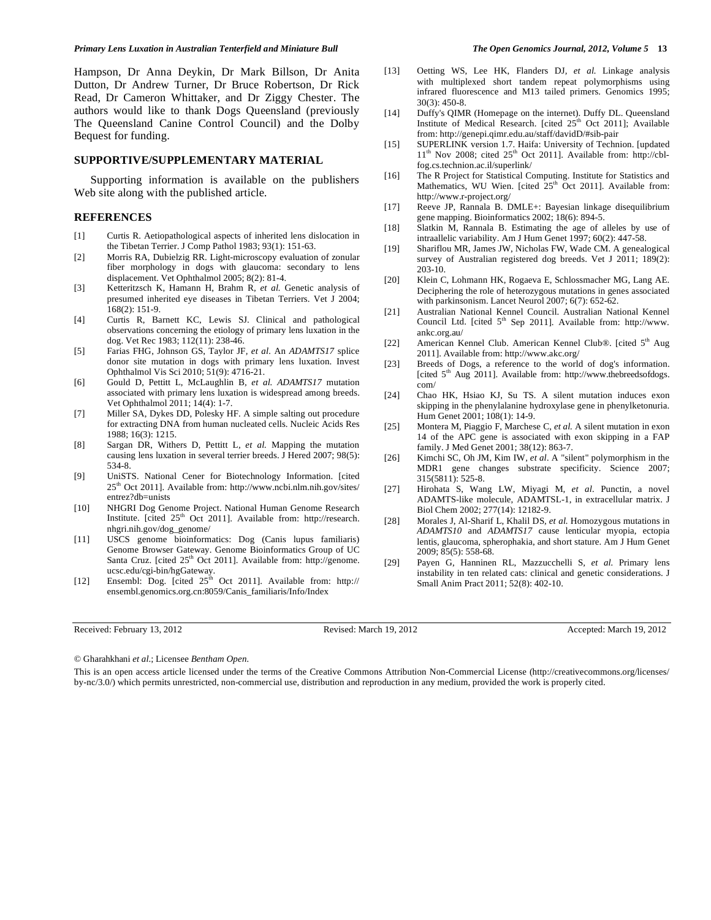Hampson, Dr Anna Deykin, Dr Mark Billson, Dr Anita Dutton, Dr Andrew Turner, Dr Bruce Robertson, Dr Rick Read, Dr Cameron Whittaker, and Dr Ziggy Chester. The authors would like to thank Dogs Queensland (previously The Queensland Canine Control Council) and the Dolby Bequest for funding.

## SUPPORTIVE/SUPPLEMENTARY MATERIAL

Supporting information is available on the publishers Web site along with the published article.

## REFERENCES

[1] Curtis R. Aetiopathological aspects of inherited lens dislocation in the Tibetan Terrier. J Comp Pathol 1983; 93(1): 151-63.

[2] Morris RA, Dubielzig RR. Light-microscopy evaluation of zonular fiber morphology in dogs with glaucoma: secondary to lens displacement. Vet Ophthalmol 2005; 8(2): 81-4.

[3] Ketteritzsch K, Hamann H, Brahm R, *et al.* Genetic analysis of presumed inherited eye diseases in Tibetan Terriers. Vet J 2004; 168(2): 151-9.

[4] Curtis R, Barnett KC, Lewis SJ. Clinical and pathological observations concerning the etiology of primary lens luxation in the dog. Vet Rec 1983; 112(11): 238-46.

[5] Farias FHG, Johnson GS, Taylor JF, *et al*. An *ADAMTS17* splice donor site mutation in dogs with primary lens luxation. Invest Ophthalmol Vis Sci 2010; 51(9): 4716-21.

[6] Gould D, Pettitt L, McLaughlin B, *et al. ADAMTS17* mutation associated with primary lens luxation is widespread among breeds. Vet Ophthalmol 2011; 14(4): 1-7.

[7] Miller SA, Dykes DD, Polesky HF. A simple salting out procedure for extracting DNA from human nucleated cells. Nucleic Acids Res 1988; 16(3): 1215.

[8] Sargan DR, Withers D, Pettitt L, *et al.* Mapping the mutation causing lens luxation in several terrier breeds. J Hered 2007; 98(5): 534-8.

[9] UniSTS. National Cener for Biotechnology Information. [cited 25th Oct 2011]. Available from: http://www.ncbi.nlm.nih.gov/sites/entrez?db=unists

[10] NHGRI Dog Genome Project. National Human Genome Research Institute. [cited 25th Oct 2011]. Available from: http://research.nhgri.nih.gov/dog_genome/

[11] USCS genome bioinformatics: Dog (Canis lupus familiaris) Genome Browser Gateway. Genome Bioinformatics Group of UC Santa Cruz. [cited 25th Oct 2011]. Available from: http://genome.ucsc.edu/cgi-bin/hgGateway.

[12] Ensembl: Dog. [cited 25th Oct 2011]. Available from: http://ensembl.genomics.org.cn:8059/Canis_familiaris/Info/Index

[13] Oetting WS, Lee HK, Flanders DJ, *et al.* Linkage analysis with multiplexed short tandem repeat polymorphisms using infrared fluorescence and M13 tailed primers. Genomics 1995; 30(3): 450-8.

[14] Duffy's QIMR (Homepage on the internet). Duffy DL. Queensland Institute of Medical Research. [cited 25th Oct 2011]; Available from: http://genepi.qimr.edu.au/staff/davidD/#sib-pair

[15] SUPERLINK version 1.7. Haifa: University of Technion. [updated 11th Nov 2008; cited 25th Oct 2011]. Available from: http://cbl-fog.cs.technion.ac.il/superlink/

[16] The R Project for Statistical Computing. Institute for Statistics and Mathematics, WU Wien. [cited 25th Oct 2011]. Available from: http://www.r-project.org/

[17] Reeve JP, Rannala B. DMLE+: Bayesian linkage disequilibrium gene mapping. Bioinformatics 2002; 18(6): 894-5.

[18] Slatkin M, Rannala B. Estimating the age of alleles by use of intraallelic variability. Am J Hum Genet 1997; 60(2): 447-58.

[19] Shariflou MR, James JW, Nicholas FW, Wade CM. A genealogical survey of Australian registered dog breeds. Vet J 2011; 189(2): 203-10.

[20] Klein C, Lohmann HK, Rogaeva E, Schlossmacher MG, Lang AE. Deciphering the role of heterozygous mutations in genes associated with parkinsonism. Lancet Neurol 2007; 6(7): 652-62.

[21] Australian National Kennel Council. Australian National Kennel Council Ltd. [cited 5th Sep 2011]. Available from: http://www.ankc.org.au/

[22] American Kennel Club. American Kennel Club®. [cited 5th Aug 2011]. Available from: http://www.akc.org/

[23] Breeds of Dogs, a reference to the world of dog's information. [cited 5th Aug 2011]. Available from: http://www.thebreedsofdogs.com/

[24] Chao HK, Hsiao KJ, Su TS. A silent mutation induces exon skipping in the phenylalanine hydroxylase gene in phenylketonuria. Hum Genet 2001; 108(1): 14-9.

[25] Montera M, Piaggio F, Marchese C, *et al.* A silent mutation in exon 14 of the APC gene is associated with exon skipping in a FAP family. J Med Genet 2001; 38(12): 863-7.

[26] Kimchi SC, Oh JM, Kim IW, *et al*. A "silent" polymorphism in the MDR1 gene changes substrate specificity. Science 2007; 315(5811): 525-8.

[27] Hirohata S, Wang LW, Miyagi M, *et al*. Punctin, a novel ADAMTS-like molecule, ADAMTSL-1, in extracellular matrix. J Biol Chem 2002; 277(14): 12182-9.

[28] Morales J, Al-Sharif L, Khalil DS, *et al.* Homozygous mutations in *ADAMTS10* and *ADAMTS17* cause lenticular myopia, ectopia lentis, glaucoma, spherophakia, and short stature. Am J Hum Genet 2009; 85(5): 558-68.

[29] Payen G, Hanninen RL, Mazzucchelli S, *et al.* Primary lens instability in ten related cats: clinical and genetic considerations. J Small Anim Pract 2011; 52(8): 402-10.

Received: February 13, 2012 Revised: March 19, 2012 Accepted: March 19, 2012

© Gharahkhani *et al*.; Licensee *Bentham Open*.

This is an open access article licensed under the terms of the Creative Commons Attribution Non-Commercial License (http://creativecommons.org/licenses/by-nc/3.0/) which permits unrestricted, non-commercial use, distribution and reproduction in any medium, provided the work is properly cited.